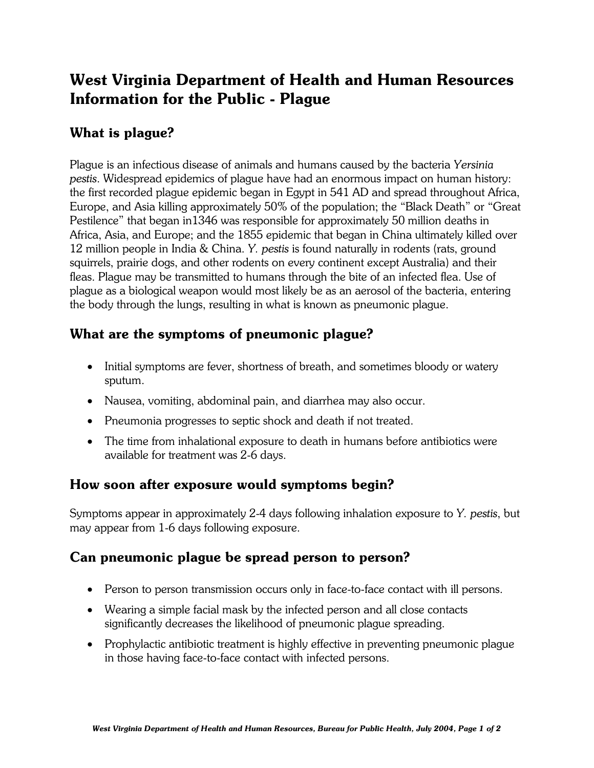# West Virginia Department of Health and Human Resources Information for the Public - Plague

## What is plague?

Plague is an infectious disease of animals and humans caused by the bacteria *Yersinia pestis*. Widespread epidemics of plague have had an enormous impact on human history: the first recorded plague epidemic began in Egypt in 541 AD and spread throughout Africa, Europe, and Asia killing approximately 50% of the population; the "Black Death" or "Great Pestilence" that began in1346 was responsible for approximately 50 million deaths in Africa, Asia, and Europe; and the 1855 epidemic that began in China ultimately killed over 12 million people in India & China. *Y. pestis* is found naturally in rodents (rats, ground squirrels, prairie dogs, and other rodents on every continent except Australia) and their fleas. Plague may be transmitted to humans through the bite of an infected flea. Use of plague as a biological weapon would most likely be as an aerosol of the bacteria, entering the body through the lungs, resulting in what is known as pneumonic plague.

## What are the symptoms of pneumonic plague?

- Initial symptoms are fever, shortness of breath, and sometimes bloody or watery sputum.
- Nausea, vomiting, abdominal pain, and diarrhea may also occur.
- Pneumonia progresses to septic shock and death if not treated.
- The time from inhalational exposure to death in humans before antibiotics were available for treatment was 2-6 days.

## How soon after exposure would symptoms begin?

Symptoms appear in approximately 2-4 days following inhalation exposure to *Y. pestis*, but may appear from 1-6 days following exposure.

## Can pneumonic plague be spread person to person?

- Person to person transmission occurs only in face-to-face contact with ill persons.
- Wearing a simple facial mask by the infected person and all close contacts significantly decreases the likelihood of pneumonic plague spreading.
- Prophylactic antibiotic treatment is highly effective in preventing pneumonic plague in those having face-to-face contact with infected persons.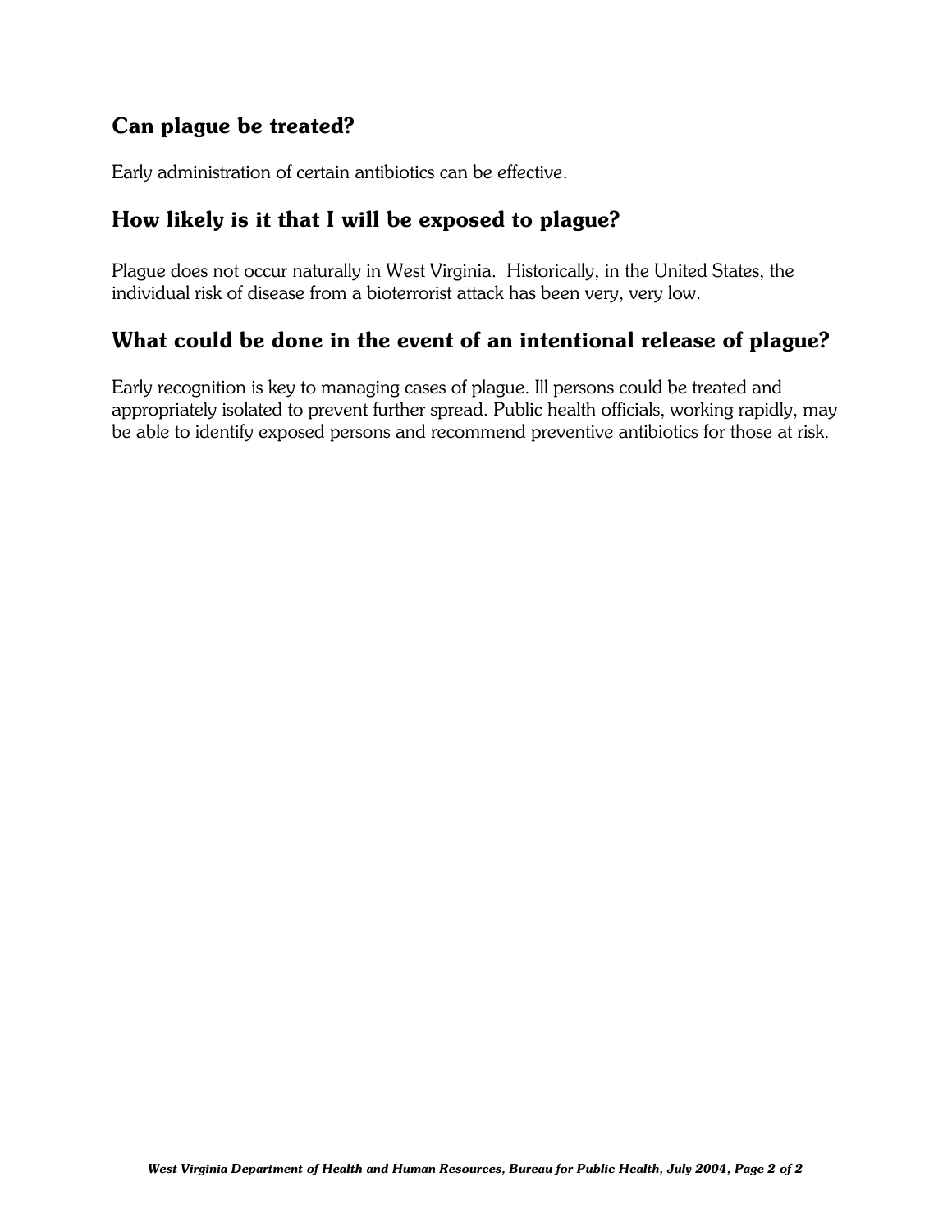## Can plague be treated?

Early administration of certain antibiotics can be effective.

## How likely is it that I will be exposed to plague?

Plague does not occur naturally in West Virginia. Historically, in the United States, the individual risk of disease from a bioterrorist attack has been very, very low.

## What could be done in the event of an intentional release of plague?

Early recognition is key to managing cases of plague. Ill persons could be treated and appropriately isolated to prevent further spread. Public health officials, working rapidly, may be able to identify exposed persons and recommend preventive antibiotics for those at risk.